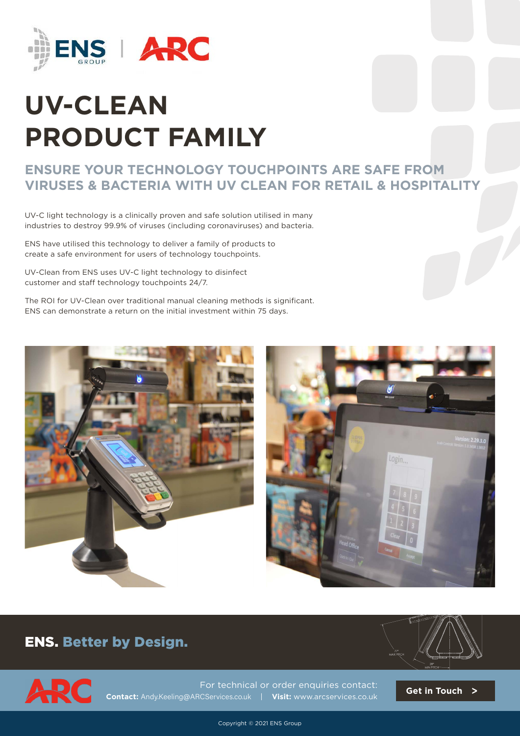# UV-CLEAN PRODUCT FAMILY

## ENSURE YOUR TECHNOLOGY TOUCHPOINTS ARE SAFE FROM VIRUSES & BACTERIA WITH UV CLEAN FOR RETAIL & HOSPITALITY

UV-C light technology is a clinically proven and safe solution utilised in many industries to destroy 99.9% of viruses (including coronaviruses) and bacteria.

ENS have utilised this technology to deliver a family of products to create a safe environment for users of technology touchpoints.

UV-Clean from ENS uses UV-C light technology to disinfect customer and staff technology touchpoints 24/7.

The ROI for UV-Clean over traditional manual cleaning methods is significant. ENS can demonstrate a return on the initial investment within 75 days.

**ENS. Better by Design.**

For technical or order enquiries contact:
**Contact:** Andy.Keeling@ARCServices.co.uk | **Visit:** www.arcservices.co.uk

**Get in Touch >**

Copyright © 2021 ENS Group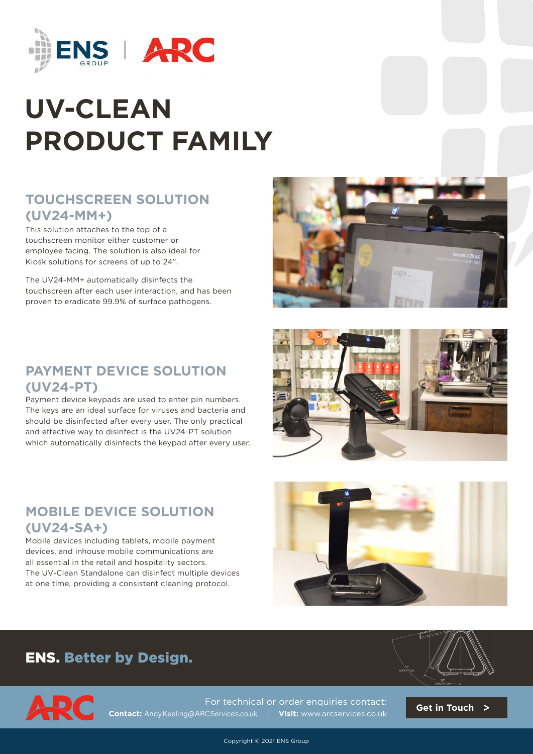# UV-CLEAN PRODUCT FAMILY

## TOUCHSCREEN SOLUTION (UV24-MM+)

This solution attaches to the top of a touchscreen monitor either customer or employee facing. The solution is also ideal for Kiosk solutions for screens of up to 24".

The UV24-MM+ automatically disinfects the touchscreen after each user interaction, and has been proven to eradicate 99.9% of surface pathogens.

## PAYMENT DEVICE SOLUTION (UV24-PT)

Payment device keypads are used to enter pin numbers. The keys are an ideal surface for viruses and bacteria and should be disinfected after every user. The only practical and effective way to disinfect is the UV24-PT solution which automatically disinfects the keypad after every user.

## MOBILE DEVICE SOLUTION (UV24-SA+)

Mobile devices including tablets, mobile payment devices, and inhouse mobile communications are all essential in the retail and hospitality sectors. The UV-Clean Standalone can disinfect multiple devices at one time, providing a consistent cleaning protocol.

**ENS. Better by Design.**

For technical or order enquiries contact:

**Contact:** Andy.Keeling@ARCServices.co.uk | **Visit:** www.arcservices.co.uk

**Get in Touch >**

Copyright © 2021 ENS Group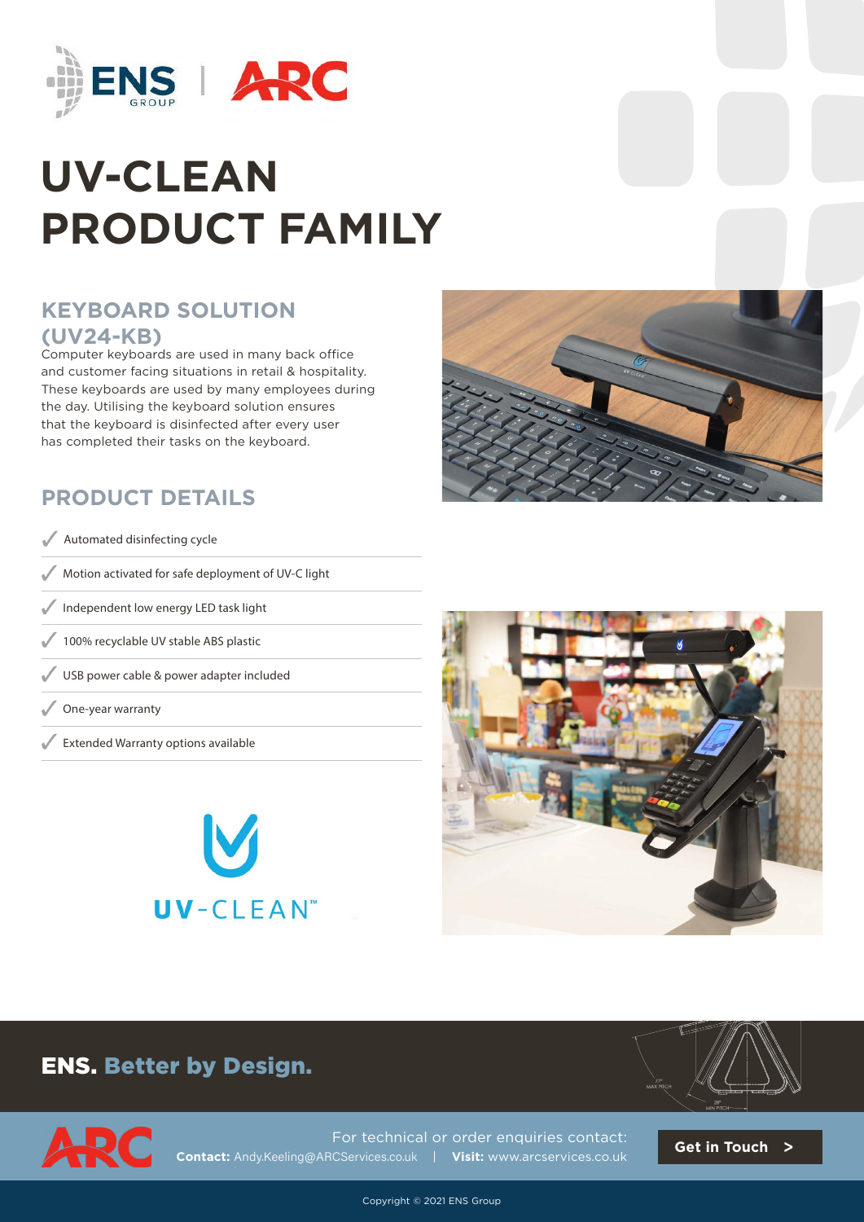# UV-CLEAN PRODUCT FAMILY

## KEYBOARD SOLUTION (UV24-KB)

Computer keyboards are used in many back office and customer facing situations in retail & hospitality. These keyboards are used by many employees during the day. Utilising the keyboard solution ensures that the keyboard is disinfected after every user has completed their tasks on the keyboard.

## PRODUCT DETAILS

- Automated disinfecting cycle
- Motion activated for safe deployment of UV-C light
- Independent low energy LED task light
- 100% recyclable UV stable ABS plastic
- USB power cable & power adapter included
- One-year warranty
- Extended Warranty options available

UV-CLEAN™

**ENS. Better by Design.**

For technical or order enquiries contact:

**Contact:** Andy.Keeling@ARCServices.co.uk | **Visit:** www.arcservices.co.uk

**Get in Touch >**

Copyright © 2021 ENS Group